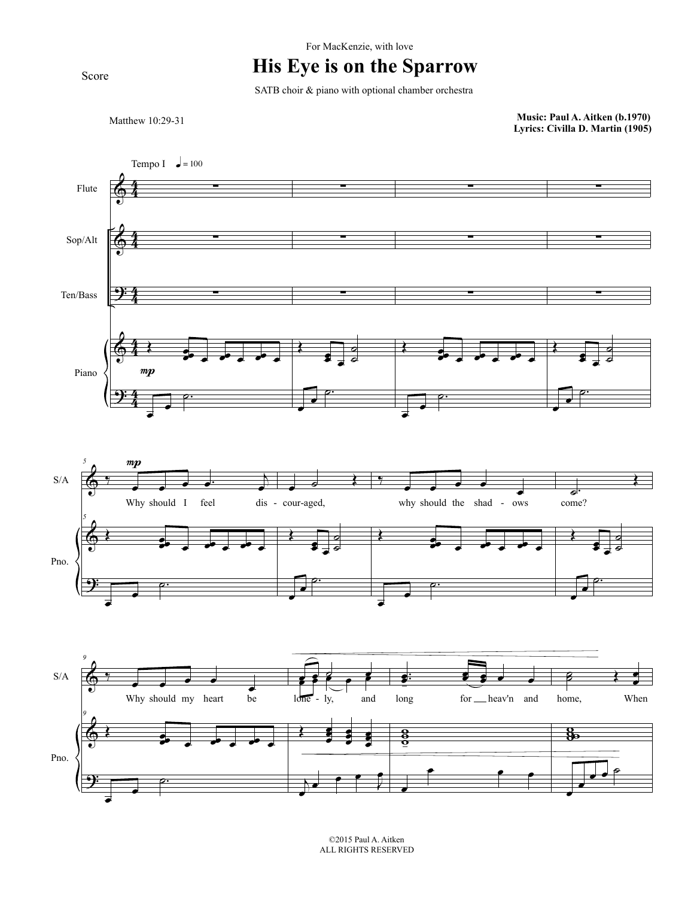Score

For MacKenzie, with love

# His Eye is on the Sparrow

SATB choir & piano with optional chamber orchestra

Matthew 10:29-31

**Music: Paul A. Aitken (b.1970)**
**Lyrics: Civilla D. Martin (1905)**

Tempo I ♩ = 100

Why should I feel dis - cour-aged, why should the shad - ows come? Why should my heart be lone - ly, and long for heav'n and home, When

©2015 Paul A. Aitken
ALL RIGHTS RESERVED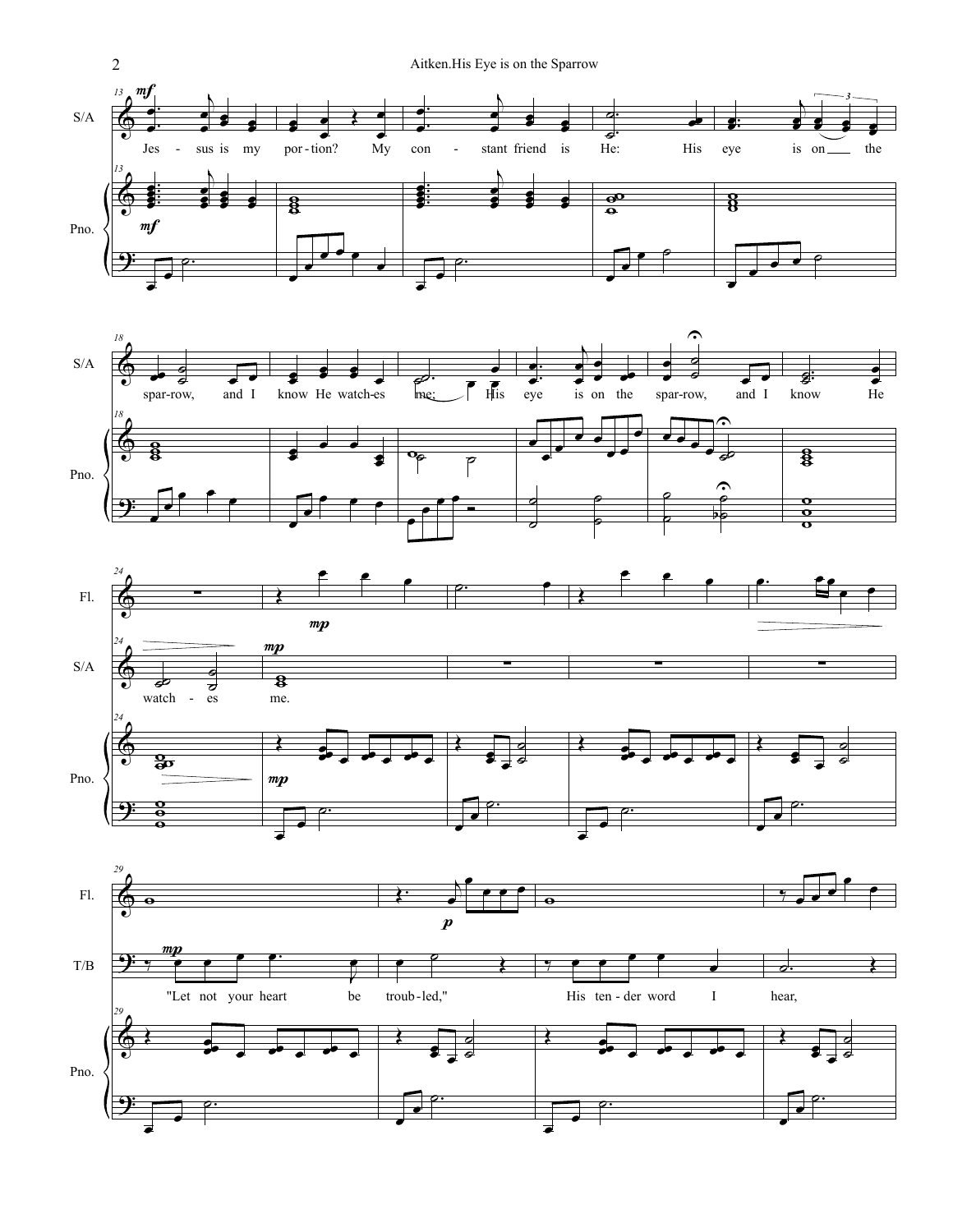Jes - sus is my por - tion? My con - stant friend is He: His eye is on the spar - row, and I know He watch - es me; His eye is on the spar - row, and I know He watch - es me.

"Let not your heart be troub - led," His ten - der word I hear,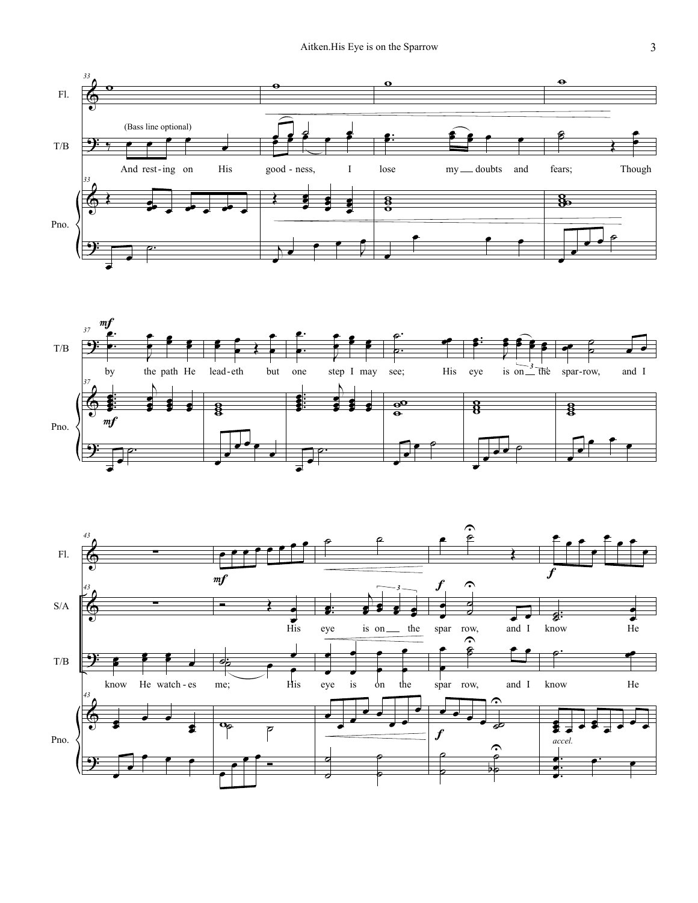(Bass line optional)

And rest-ing on His good - ness, I lose my doubts and fears; Though

by the path He lead-eth but one step I may see; His eye is on the spar-row, and I

know He watch-es me; His eye is on the spar row, and I know He

His eye is on the spar row, and I know He

*accel.*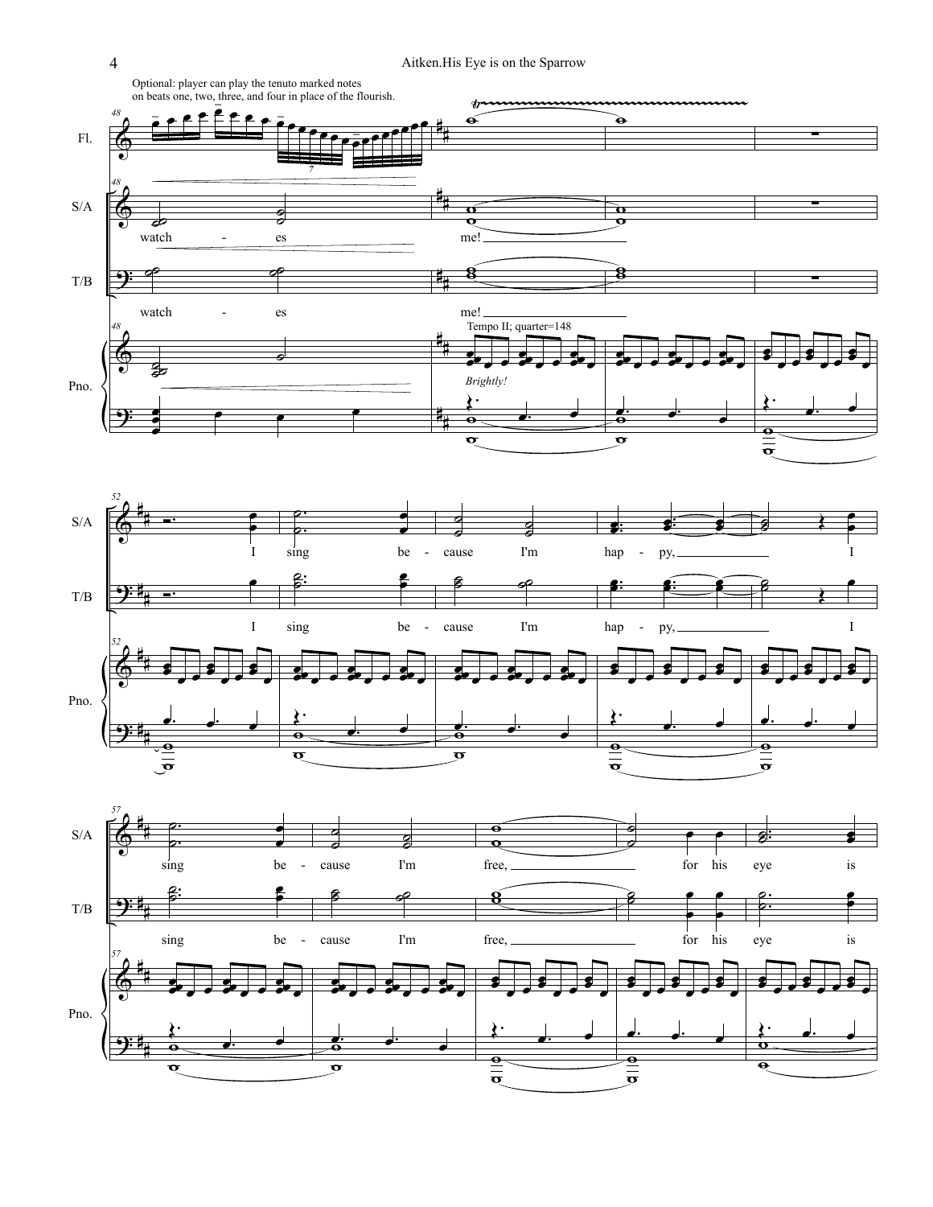Optional: player can play the tenuto marked notes on beats one, two, three, and four in place of the flourish.

Tempo II; quarter=148

*Brightly!*

watch - es me!

I sing be - cause I'm hap - py, I

sing be - cause I'm free, for his eye is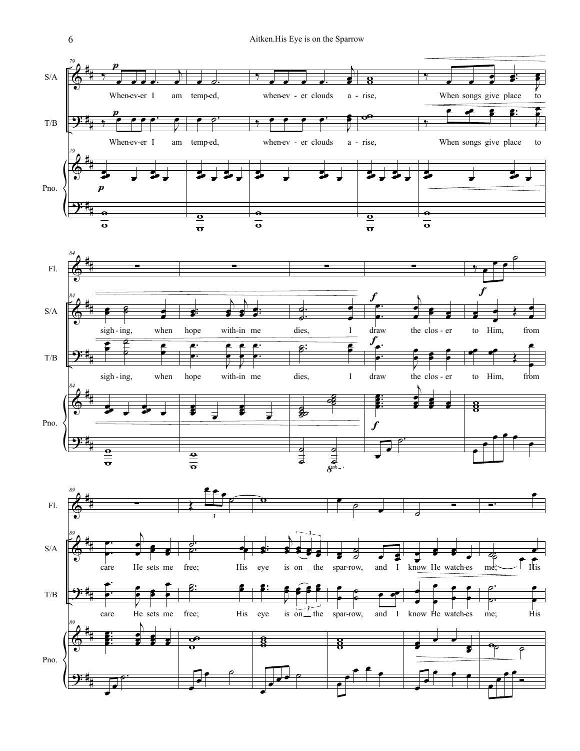S/A

T/B

Pno.

Fl.

When-ev-er I am temp-ed, when-ev - er clouds a - rise, When songs give place to sigh - ing, when hope with-in me dies, I draw the clos - er to Him, from care He sets me free; His eye is on the spar-row, and I know He watch-es me; His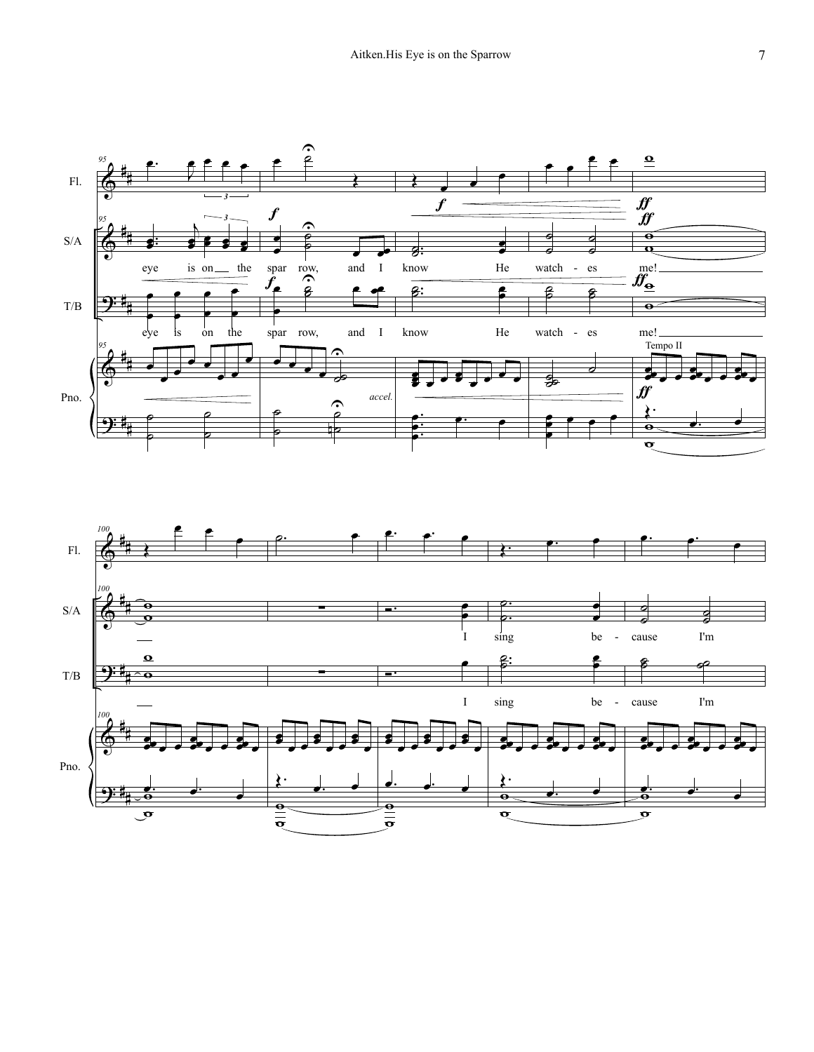Fl.

S/A

T/B

Pno.

eye is on the spar row, and I know He watch - es me!

eye is on the spar row, and I know He watch - es me!

*accel.*

Tempo II

I sing be - cause I'm

I sing be - cause I'm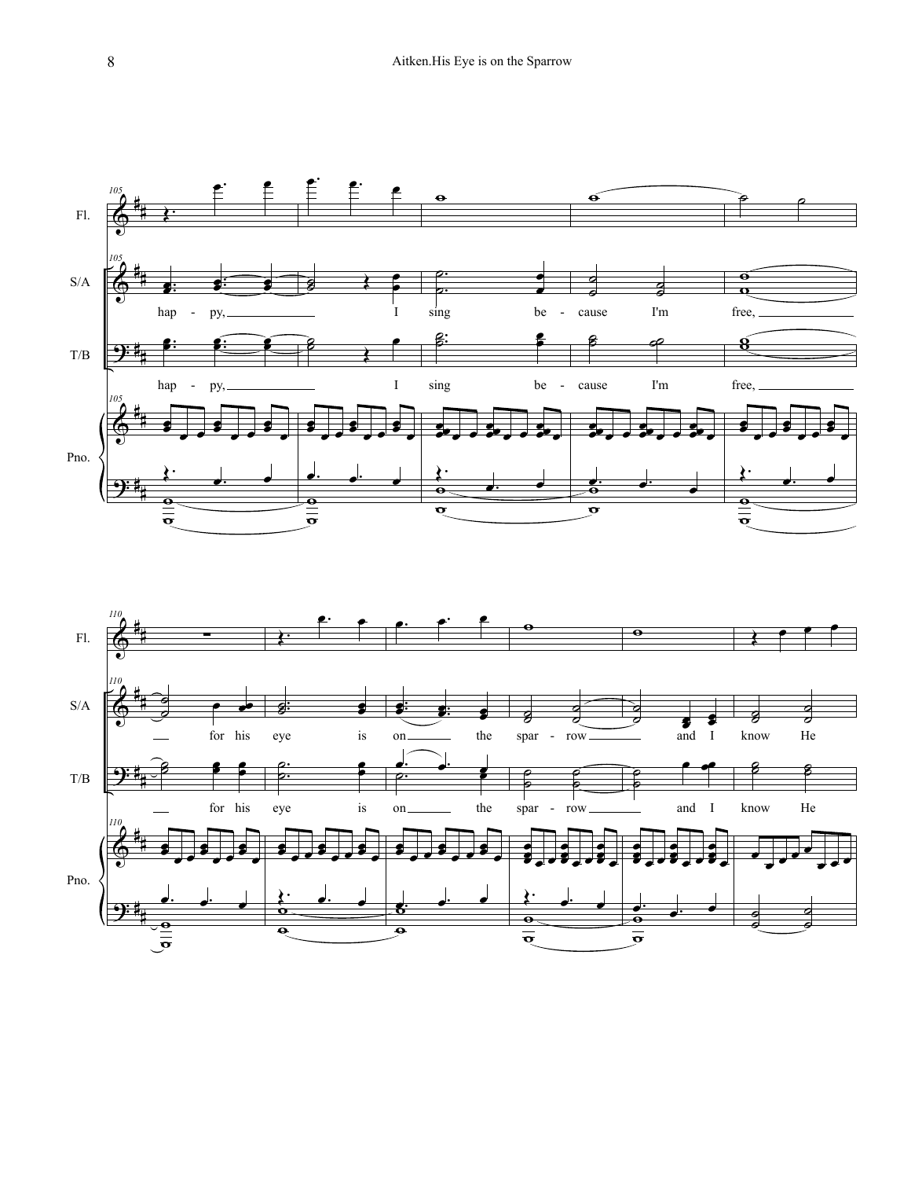Fl.

S/A

hap - py, I sing be - cause I'm free, for his eye is on the spar - row and I know He

T/B

hap - py, I sing be - cause I'm free, for his eye is on the spar - row and I know He

Pno.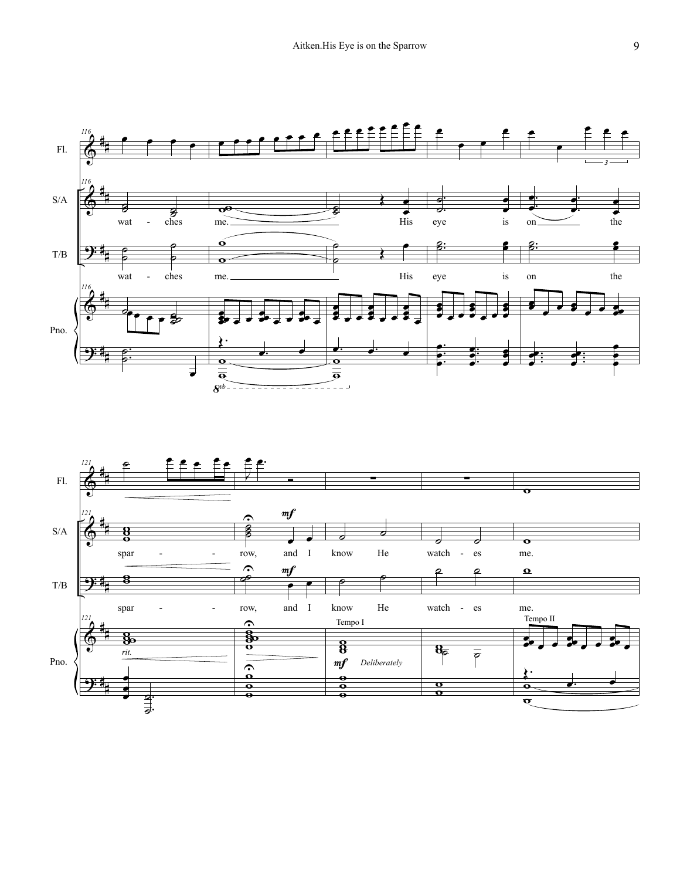Fl.

S/A

wat - ches me. His eye is on the

T/B

wat - ches me. His eye is on the

Pno.

Fl.

S/A

*mf*

spar - - row, and I know He watch - es me.

T/B

*mf*

spar - - row, and I know He watch - es me.

Pno.

*rit.*

Tempo I

*mf* *Deliberately*

Tempo II